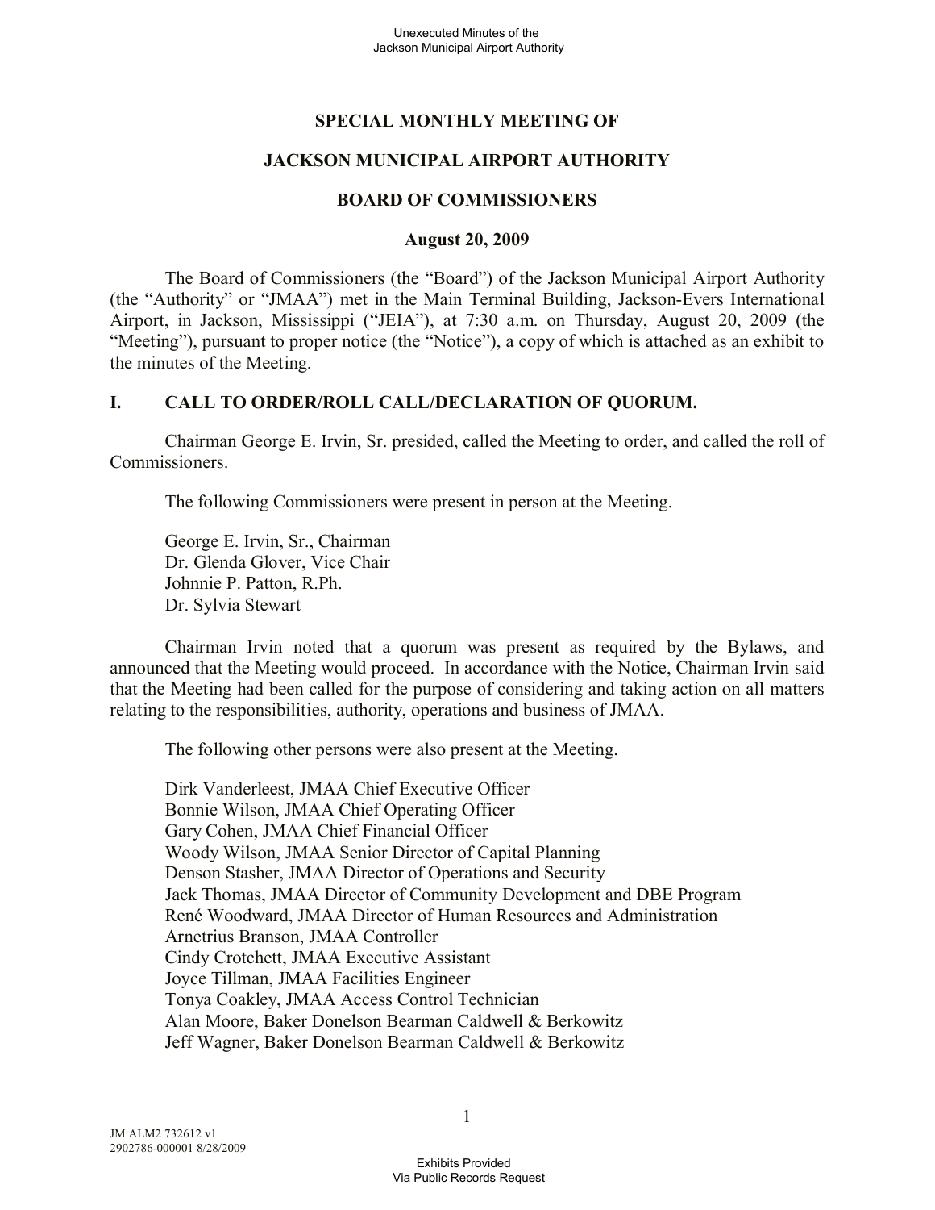# SPECIAL MONTHLY MEETING OF

# JACKSON MUNICIPAL AIRPORT AUTHORITY

# BOARD OF COMMISSIONERS

**August 20, 2009**

The Board of Commissioners (the "Board") of the Jackson Municipal Airport Authority (the "Authority" or "JMAA") met in the Main Terminal Building, Jackson-Evers International Airport, in Jackson, Mississippi ("JEIA"), at 7:30 a.m. on Thursday, August 20, 2009 (the "Meeting"), pursuant to proper notice (the "Notice"), a copy of which is attached as an exhibit to the minutes of the Meeting.

## I. CALL TO ORDER/ROLL CALL/DECLARATION OF QUORUM.

Chairman George E. Irvin, Sr. presided, called the Meeting to order, and called the roll of Commissioners.

The following Commissioners were present in person at the Meeting.

George E. Irvin, Sr., Chairman
Dr. Glenda Glover, Vice Chair
Johnnie P. Patton, R.Ph.
Dr. Sylvia Stewart

Chairman Irvin noted that a quorum was present as required by the Bylaws, and announced that the Meeting would proceed. In accordance with the Notice, Chairman Irvin said that the Meeting had been called for the purpose of considering and taking action on all matters relating to the responsibilities, authority, operations and business of JMAA.

The following other persons were also present at the Meeting.

Dirk Vanderleest, JMAA Chief Executive Officer
Bonnie Wilson, JMAA Chief Operating Officer
Gary Cohen, JMAA Chief Financial Officer
Woody Wilson, JMAA Senior Director of Capital Planning
Denson Stasher, JMAA Director of Operations and Security
Jack Thomas, JMAA Director of Community Development and DBE Program
René Woodward, JMAA Director of Human Resources and Administration
Arnetrius Branson, JMAA Controller
Cindy Crotchett, JMAA Executive Assistant
Joyce Tillman, JMAA Facilities Engineer
Tonya Coakley, JMAA Access Control Technician
Alan Moore, Baker Donelson Bearman Caldwell & Berkowitz
Jeff Wagner, Baker Donelson Bearman Caldwell & Berkowitz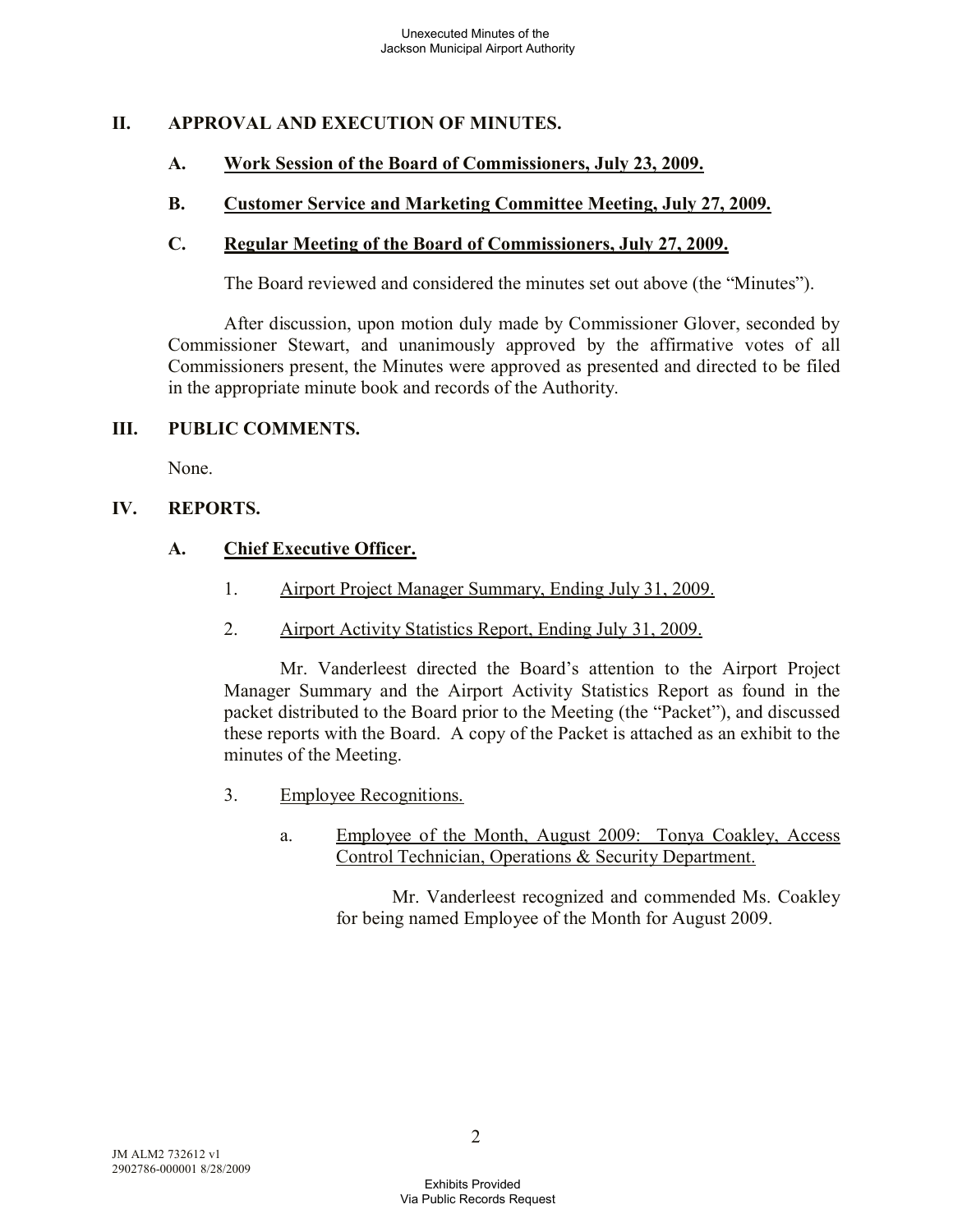## II. APPROVAL AND EXECUTION OF MINUTES.

### A. Work Session of the Board of Commissioners, July 23, 2009.

### B. Customer Service and Marketing Committee Meeting, July 27, 2009.

### C. Regular Meeting of the Board of Commissioners, July 27, 2009.

The Board reviewed and considered the minutes set out above (the "Minutes").

After discussion, upon motion duly made by Commissioner Glover, seconded by Commissioner Stewart, and unanimously approved by the affirmative votes of all Commissioners present, the Minutes were approved as presented and directed to be filed in the appropriate minute book and records of the Authority.

## III. PUBLIC COMMENTS.

None.

## IV. REPORTS.

### A. Chief Executive Officer.

1. Airport Project Manager Summary, Ending July 31, 2009.

2. Airport Activity Statistics Report, Ending July 31, 2009.

Mr. Vanderleest directed the Board's attention to the Airport Project Manager Summary and the Airport Activity Statistics Report as found in the packet distributed to the Board prior to the Meeting (the "Packet"), and discussed these reports with the Board. A copy of the Packet is attached as an exhibit to the minutes of the Meeting.

3. Employee Recognitions.

   a. Employee of the Month, August 2009: Tonya Coakley, Access Control Technician, Operations & Security Department.

      Mr. Vanderleest recognized and commended Ms. Coakley for being named Employee of the Month for August 2009.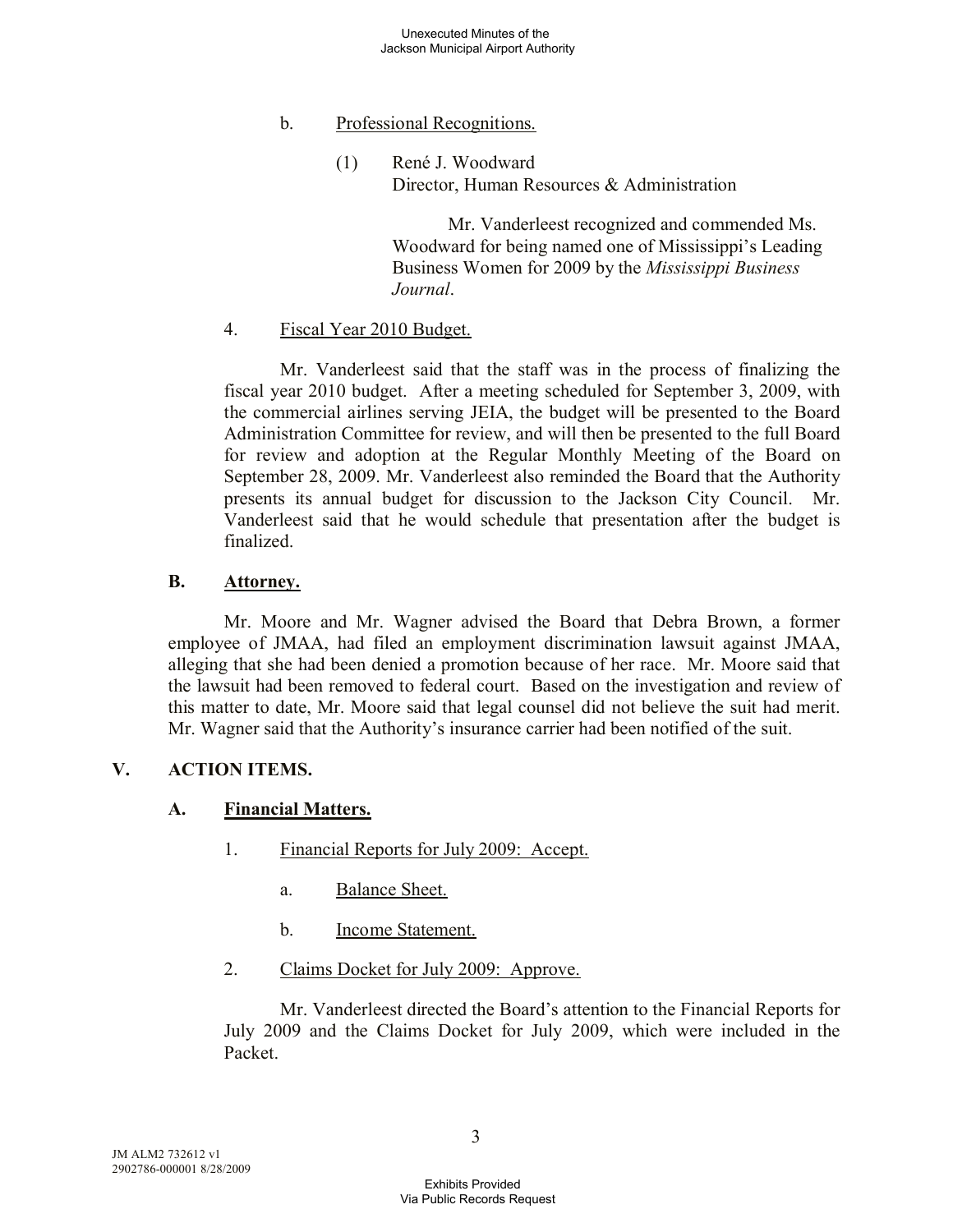b. Professional Recognitions.

(1) René J. Woodward
Director, Human Resources & Administration

Mr. Vanderleest recognized and commended Ms. Woodward for being named one of Mississippi's Leading Business Women for 2009 by the *Mississippi Business Journal*.

4. Fiscal Year 2010 Budget.

Mr. Vanderleest said that the staff was in the process of finalizing the fiscal year 2010 budget. After a meeting scheduled for September 3, 2009, with the commercial airlines serving JEIA, the budget will be presented to the Board Administration Committee for review, and will then be presented to the full Board for review and adoption at the Regular Monthly Meeting of the Board on September 28, 2009. Mr. Vanderleest also reminded the Board that the Authority presents its annual budget for discussion to the Jackson City Council. Mr. Vanderleest said that he would schedule that presentation after the budget is finalized.

### B. Attorney.

Mr. Moore and Mr. Wagner advised the Board that Debra Brown, a former employee of JMAA, had filed an employment discrimination lawsuit against JMAA, alleging that she had been denied a promotion because of her race. Mr. Moore said that the lawsuit had been removed to federal court. Based on the investigation and review of this matter to date, Mr. Moore said that legal counsel did not believe the suit had merit. Mr. Wagner said that the Authority's insurance carrier had been notified of the suit.

## V. ACTION ITEMS.

### A. Financial Matters.

1. Financial Reports for July 2009: Accept.

   a. Balance Sheet.

   b. Income Statement.

2. Claims Docket for July 2009: Approve.

Mr. Vanderleest directed the Board's attention to the Financial Reports for July 2009 and the Claims Docket for July 2009, which were included in the Packet.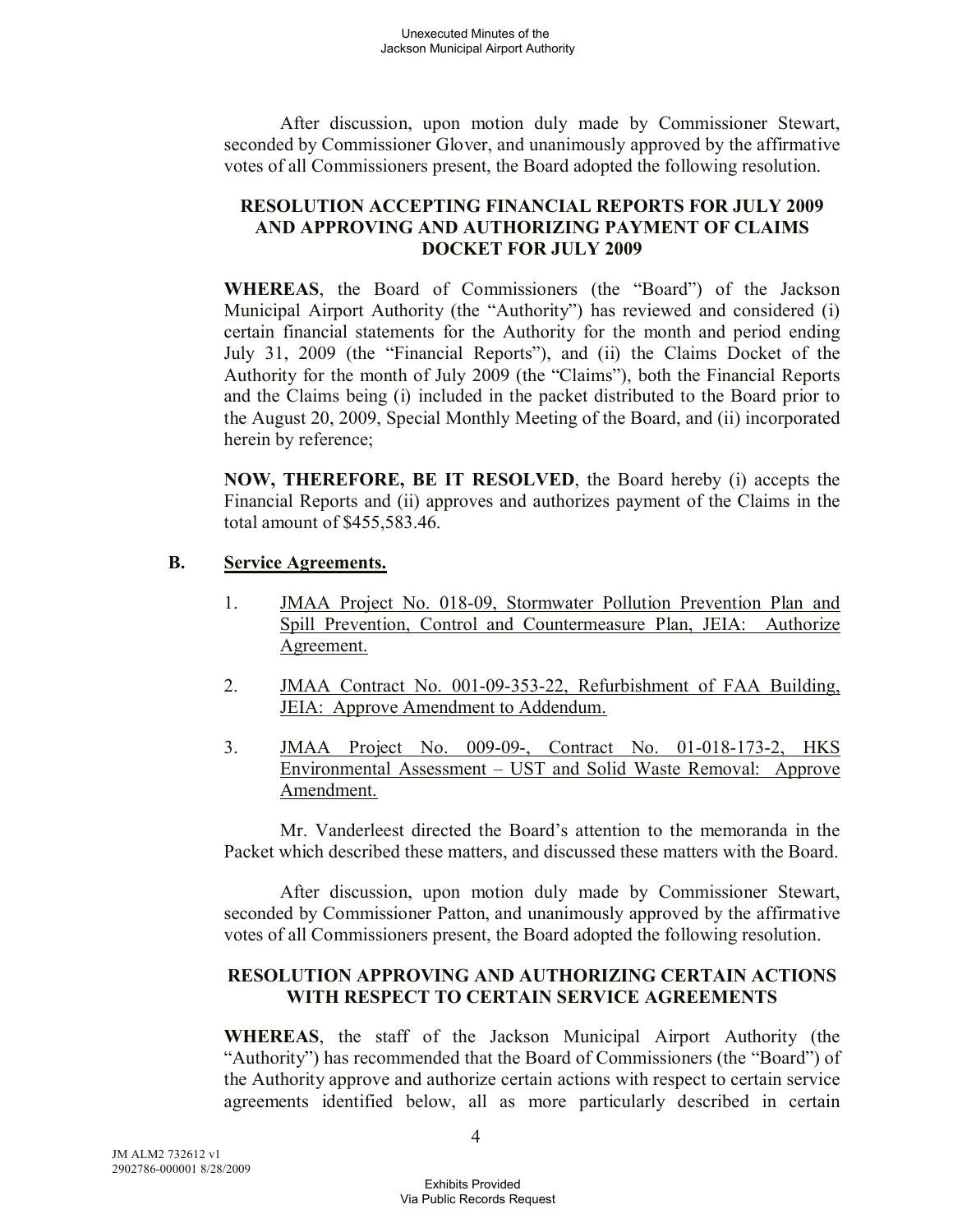After discussion, upon motion duly made by Commissioner Stewart, seconded by Commissioner Glover, and unanimously approved by the affirmative votes of all Commissioners present, the Board adopted the following resolution.

**RESOLUTION ACCEPTING FINANCIAL REPORTS FOR JULY 2009 AND APPROVING AND AUTHORIZING PAYMENT OF CLAIMS DOCKET FOR JULY 2009**

**WHEREAS**, the Board of Commissioners (the "Board") of the Jackson Municipal Airport Authority (the "Authority") has reviewed and considered (i) certain financial statements for the Authority for the month and period ending July 31, 2009 (the "Financial Reports"), and (ii) the Claims Docket of the Authority for the month of July 2009 (the "Claims"), both the Financial Reports and the Claims being (i) included in the packet distributed to the Board prior to the August 20, 2009, Special Monthly Meeting of the Board, and (ii) incorporated herein by reference;

**NOW, THEREFORE, BE IT RESOLVED**, the Board hereby (i) accepts the Financial Reports and (ii) approves and authorizes payment of the Claims in the total amount of $455,583.46.

**B. Service Agreements.**

1. JMAA Project No. 018-09, Stormwater Pollution Prevention Plan and Spill Prevention, Control and Countermeasure Plan, JEIA: Authorize Agreement.

2. JMAA Contract No. 001-09-353-22, Refurbishment of FAA Building, JEIA: Approve Amendment to Addendum.

3. JMAA Project No. 009-09-, Contract No. 01-018-173-2, HKS Environmental Assessment – UST and Solid Waste Removal: Approve Amendment.

Mr. Vanderleest directed the Board's attention to the memoranda in the Packet which described these matters, and discussed these matters with the Board.

After discussion, upon motion duly made by Commissioner Stewart, seconded by Commissioner Patton, and unanimously approved by the affirmative votes of all Commissioners present, the Board adopted the following resolution.

**RESOLUTION APPROVING AND AUTHORIZING CERTAIN ACTIONS WITH RESPECT TO CERTAIN SERVICE AGREEMENTS**

**WHEREAS**, the staff of the Jackson Municipal Airport Authority (the "Authority") has recommended that the Board of Commissioners (the "Board") of the Authority approve and authorize certain actions with respect to certain service agreements identified below, all as more particularly described in certain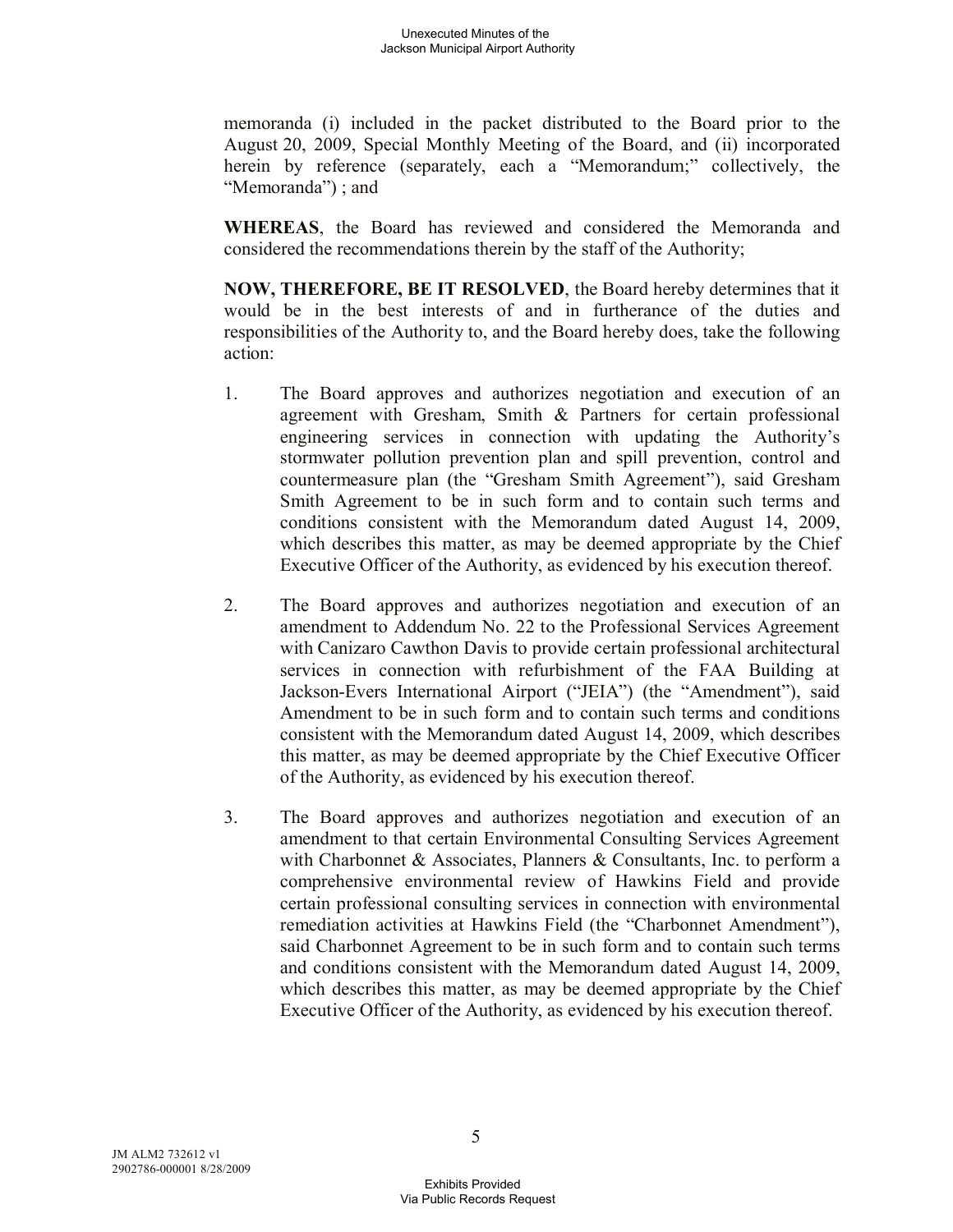memoranda (i) included in the packet distributed to the Board prior to the August 20, 2009, Special Monthly Meeting of the Board, and (ii) incorporated herein by reference (separately, each a "Memorandum;" collectively, the "Memoranda") ; and

**WHEREAS**, the Board has reviewed and considered the Memoranda and considered the recommendations therein by the staff of the Authority;

**NOW, THEREFORE, BE IT RESOLVED**, the Board hereby determines that it would be in the best interests of and in furtherance of the duties and responsibilities of the Authority to, and the Board hereby does, take the following action:

1. The Board approves and authorizes negotiation and execution of an agreement with Gresham, Smith & Partners for certain professional engineering services in connection with updating the Authority's stormwater pollution prevention plan and spill prevention, control and countermeasure plan (the "Gresham Smith Agreement"), said Gresham Smith Agreement to be in such form and to contain such terms and conditions consistent with the Memorandum dated August 14, 2009, which describes this matter, as may be deemed appropriate by the Chief Executive Officer of the Authority, as evidenced by his execution thereof.

2. The Board approves and authorizes negotiation and execution of an amendment to Addendum No. 22 to the Professional Services Agreement with Canizaro Cawthon Davis to provide certain professional architectural services in connection with refurbishment of the FAA Building at Jackson-Evers International Airport ("JEIA") (the "Amendment"), said Amendment to be in such form and to contain such terms and conditions consistent with the Memorandum dated August 14, 2009, which describes this matter, as may be deemed appropriate by the Chief Executive Officer of the Authority, as evidenced by his execution thereof.

3. The Board approves and authorizes negotiation and execution of an amendment to that certain Environmental Consulting Services Agreement with Charbonnet & Associates, Planners & Consultants, Inc. to perform a comprehensive environmental review of Hawkins Field and provide certain professional consulting services in connection with environmental remediation activities at Hawkins Field (the "Charbonnet Amendment"), said Charbonnet Agreement to be in such form and to contain such terms and conditions consistent with the Memorandum dated August 14, 2009, which describes this matter, as may be deemed appropriate by the Chief Executive Officer of the Authority, as evidenced by his execution thereof.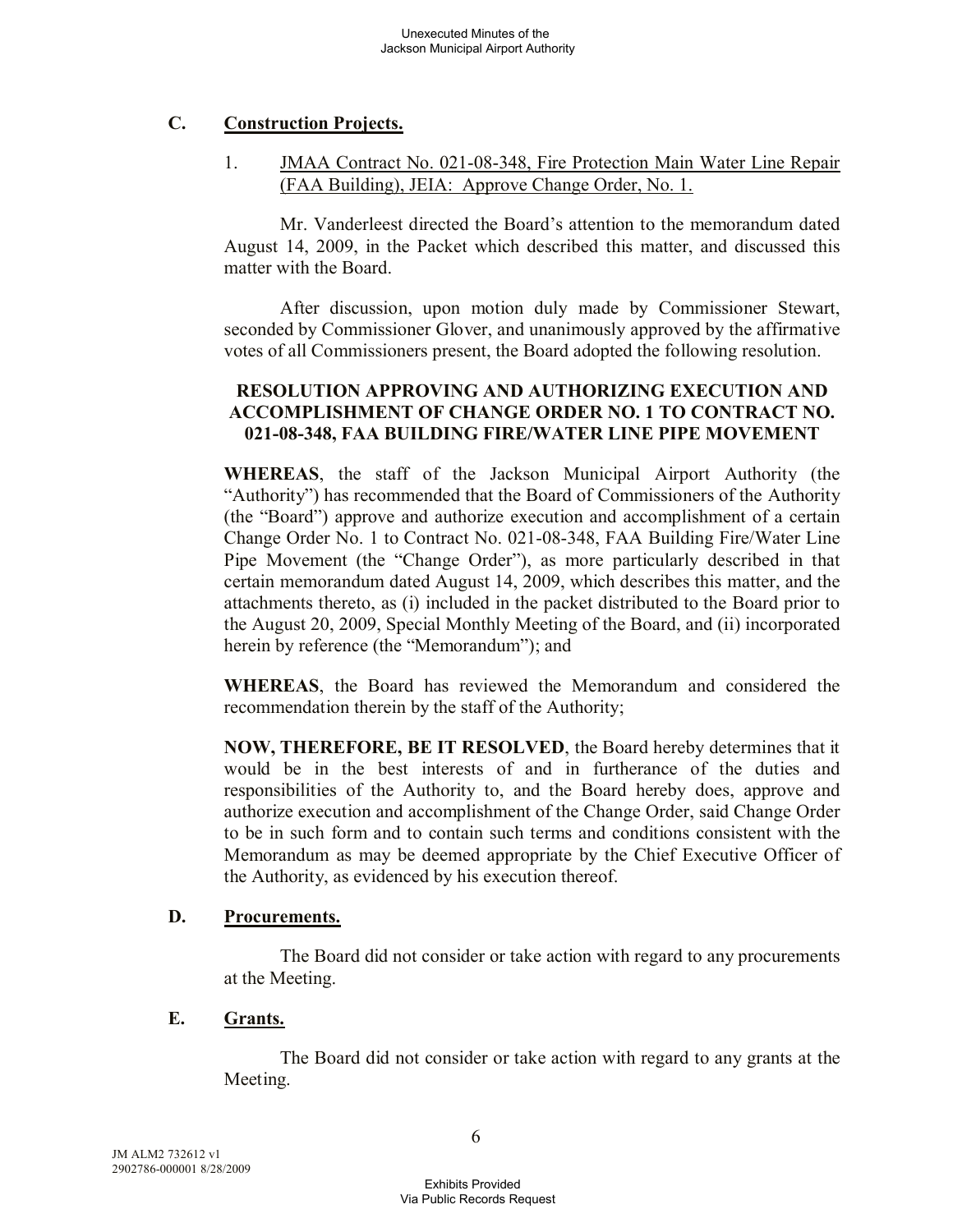### C. Construction Projects.

1. JMAA Contract No. 021-08-348, Fire Protection Main Water Line Repair (FAA Building), JEIA: Approve Change Order, No. 1.

Mr. Vanderleest directed the Board's attention to the memorandum dated August 14, 2009, in the Packet which described this matter, and discussed this matter with the Board.

After discussion, upon motion duly made by Commissioner Stewart, seconded by Commissioner Glover, and unanimously approved by the affirmative votes of all Commissioners present, the Board adopted the following resolution.

**RESOLUTION APPROVING AND AUTHORIZING EXECUTION AND ACCOMPLISHMENT OF CHANGE ORDER NO. 1 TO CONTRACT NO. 021-08-348, FAA BUILDING FIRE/WATER LINE PIPE MOVEMENT**

**WHEREAS**, the staff of the Jackson Municipal Airport Authority (the "Authority") has recommended that the Board of Commissioners of the Authority (the "Board") approve and authorize execution and accomplishment of a certain Change Order No. 1 to Contract No. 021-08-348, FAA Building Fire/Water Line Pipe Movement (the "Change Order"), as more particularly described in that certain memorandum dated August 14, 2009, which describes this matter, and the attachments thereto, as (i) included in the packet distributed to the Board prior to the August 20, 2009, Special Monthly Meeting of the Board, and (ii) incorporated herein by reference (the "Memorandum"); and

**WHEREAS**, the Board has reviewed the Memorandum and considered the recommendation therein by the staff of the Authority;

**NOW, THEREFORE, BE IT RESOLVED**, the Board hereby determines that it would be in the best interests of and in furtherance of the duties and responsibilities of the Authority to, and the Board hereby does, approve and authorize execution and accomplishment of the Change Order, said Change Order to be in such form and to contain such terms and conditions consistent with the Memorandum as may be deemed appropriate by the Chief Executive Officer of the Authority, as evidenced by his execution thereof.

### D. Procurements.

The Board did not consider or take action with regard to any procurements at the Meeting.

### E. Grants.

The Board did not consider or take action with regard to any grants at the Meeting.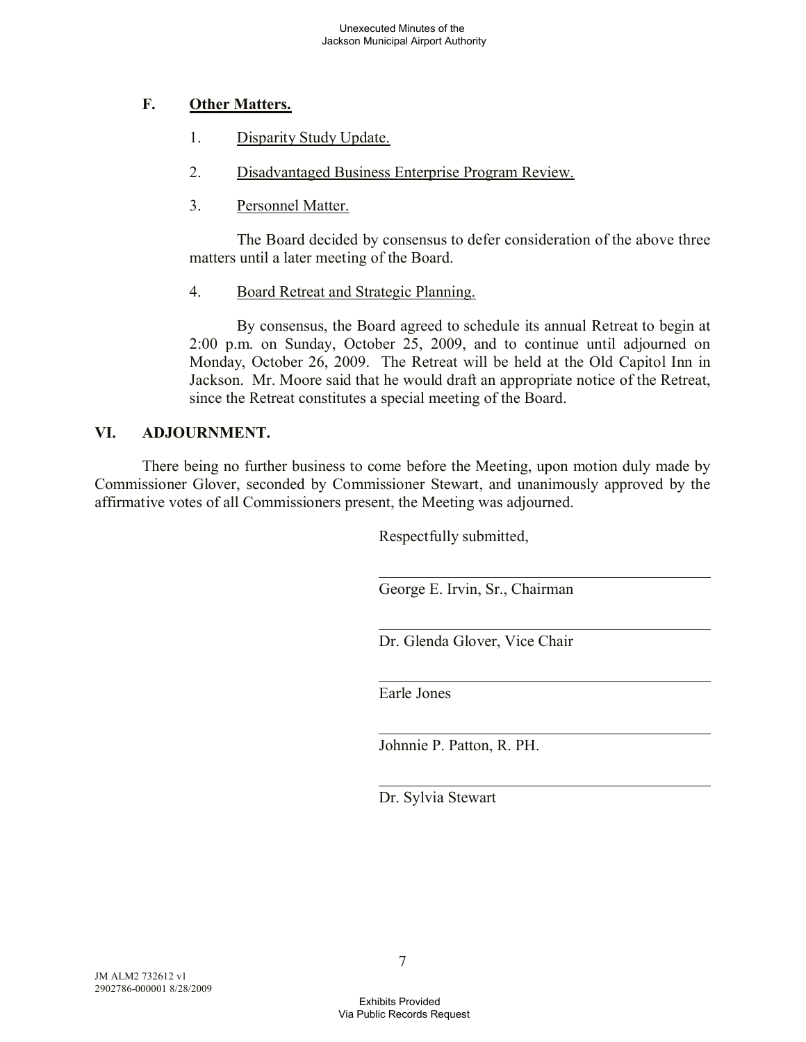### F. Other Matters.

1. Disparity Study Update.

2. Disadvantaged Business Enterprise Program Review.

3. Personnel Matter.

The Board decided by consensus to defer consideration of the above three matters until a later meeting of the Board.

4. Board Retreat and Strategic Planning.

By consensus, the Board agreed to schedule its annual Retreat to begin at 2:00 p.m. on Sunday, October 25, 2009, and to continue until adjourned on Monday, October 26, 2009. The Retreat will be held at the Old Capitol Inn in Jackson. Mr. Moore said that he would draft an appropriate notice of the Retreat, since the Retreat constitutes a special meeting of the Board.

## VI. ADJOURNMENT.

There being no further business to come before the Meeting, upon motion duly made by Commissioner Glover, seconded by Commissioner Stewart, and unanimously approved by the affirmative votes of all Commissioners present, the Meeting was adjourned.

Respectfully submitted,

\_\_\_\_\_\_\_\_\_\_\_\_\_\_\_\_\_\_\_\_\_\_\_\_\_\_\_\_\_\_\_\_\_\_\_\_\_\_\_\_

George E. Irvin, Sr., Chairman

\_\_\_\_\_\_\_\_\_\_\_\_\_\_\_\_\_\_\_\_\_\_\_\_\_\_\_\_\_\_\_\_\_\_\_\_\_\_\_\_

Dr. Glenda Glover, Vice Chair

\_\_\_\_\_\_\_\_\_\_\_\_\_\_\_\_\_\_\_\_\_\_\_\_\_\_\_\_\_\_\_\_\_\_\_\_\_\_\_\_

Earle Jones

\_\_\_\_\_\_\_\_\_\_\_\_\_\_\_\_\_\_\_\_\_\_\_\_\_\_\_\_\_\_\_\_\_\_\_\_\_\_\_\_

Johnnie P. Patton, R. PH.

\_\_\_\_\_\_\_\_\_\_\_\_\_\_\_\_\_\_\_\_\_\_\_\_\_\_\_\_\_\_\_\_\_\_\_\_\_\_\_\_

Dr. Sylvia Stewart

JM ALM2 732612 v1
2902786-000001 8/28/2009